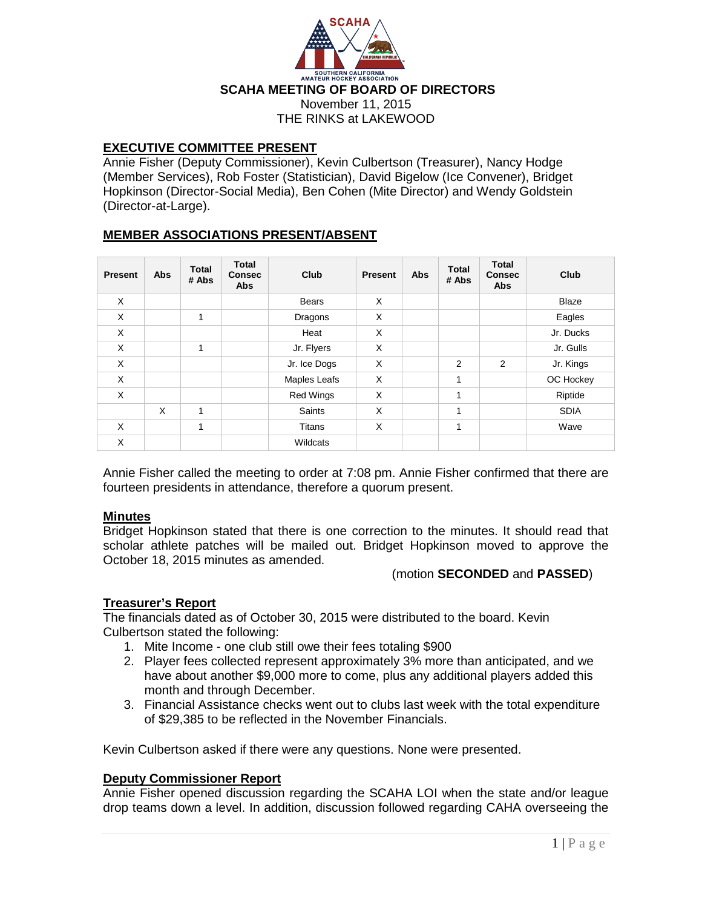# SCAHA MEETING OF BOARD OF DIRECTORS

November 11, 2015

THE RINKS at LAKEWOOD

## EXECUTIVE COMMITTEE PRESENT

Annie Fisher (Deputy Commissioner), Kevin Culbertson (Treasurer), Nancy Hodge (Member Services), Rob Foster (Statistician), David Bigelow (Ice Convener), Bridget Hopkinson (Director-Social Media), Ben Cohen (Mite Director) and Wendy Goldstein (Director-at-Large).

## MEMBER ASSOCIATIONS PRESENT/ABSENT

| Present | Abs | Total # Abs | Total Consec Abs | Club | Present | Abs | Total # Abs | Total Consec Abs | Club |
|---|---|---|---|---|---|---|---|---|---|
| X | | | | Bears | X | | | | Blaze |
| X | | 1 | | Dragons | X | | | | Eagles |
| X | | | | Heat | X | | | | Jr. Ducks |
| X | | 1 | | Jr. Flyers | X | | | | Jr. Gulls |
| X | | | | Jr. Ice Dogs | X | | 2 | 2 | Jr. Kings |
| X | | | | Maples Leafs | X | | 1 | | OC Hockey |
| X | | | | Red Wings | X | | 1 | | Riptide |
| | X | 1 | | Saints | X | | 1 | | SDIA |
| X | | 1 | | Titans | X | | 1 | | Wave |
| X | | | | Wildcats | | | | | |

Annie Fisher called the meeting to order at 7:08 pm. Annie Fisher confirmed that there are fourteen presidents in attendance, therefore a quorum present.

### Minutes

Bridget Hopkinson stated that there is one correction to the minutes. It should read that scholar athlete patches will be mailed out. Bridget Hopkinson moved to approve the October 18, 2015 minutes as amended.

(motion **SECONDED** and **PASSED**)

### Treasurer's Report

The financials dated as of October 30, 2015 were distributed to the board. Kevin Culbertson stated the following:

1. Mite Income - one club still owe their fees totaling $900
2. Player fees collected represent approximately 3% more than anticipated, and we have about another $9,000 more to come, plus any additional players added this month and through December.
3. Financial Assistance checks went out to clubs last week with the total expenditure of $29,385 to be reflected in the November Financials.

Kevin Culbertson asked if there were any questions. None were presented.

### Deputy Commissioner Report

Annie Fisher opened discussion regarding the SCAHA LOI when the state and/or league drop teams down a level. In addition, discussion followed regarding CAHA overseeing the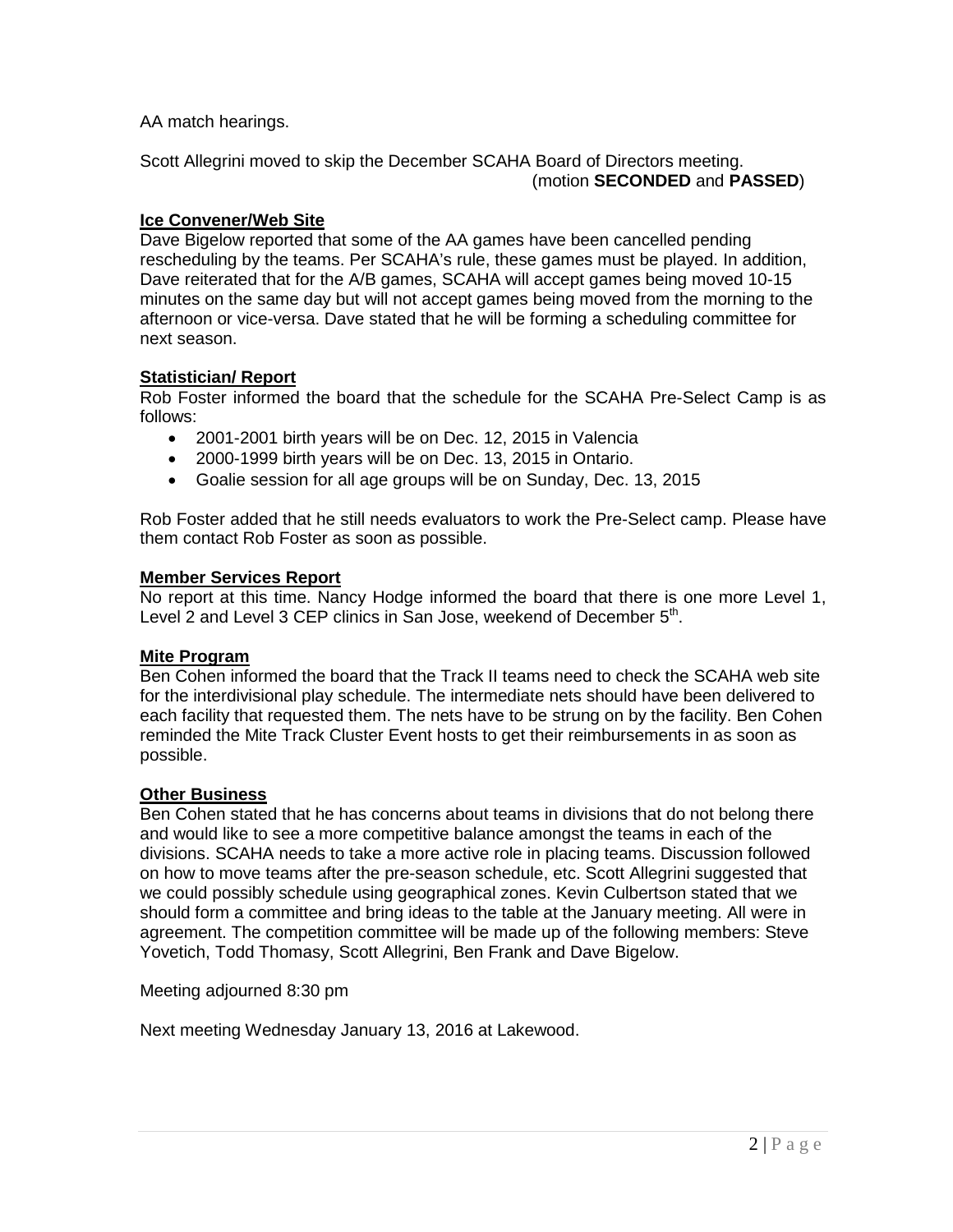AA match hearings.

Scott Allegrini moved to skip the December SCAHA Board of Directors meeting.
(motion **SECONDED** and **PASSED**)

**Ice Convener/Web Site**

Dave Bigelow reported that some of the AA games have been cancelled pending rescheduling by the teams. Per SCAHA's rule, these games must be played. In addition, Dave reiterated that for the A/B games, SCAHA will accept games being moved 10-15 minutes on the same day but will not accept games being moved from the morning to the afternoon or vice-versa. Dave stated that he will be forming a scheduling committee for next season.

**Statistician/ Report**

Rob Foster informed the board that the schedule for the SCAHA Pre-Select Camp is as follows:

- 2001-2001 birth years will be on Dec. 12, 2015 in Valencia
- 2000-1999 birth years will be on Dec. 13, 2015 in Ontario.
- Goalie session for all age groups will be on Sunday, Dec. 13, 2015

Rob Foster added that he still needs evaluators to work the Pre-Select camp. Please have them contact Rob Foster as soon as possible.

**Member Services Report**

No report at this time. Nancy Hodge informed the board that there is one more Level 1, Level 2 and Level 3 CEP clinics in San Jose, weekend of December 5th.

**Mite Program**

Ben Cohen informed the board that the Track II teams need to check the SCAHA web site for the interdivisional play schedule. The intermediate nets should have been delivered to each facility that requested them. The nets have to be strung on by the facility. Ben Cohen reminded the Mite Track Cluster Event hosts to get their reimbursements in as soon as possible.

**Other Business**

Ben Cohen stated that he has concerns about teams in divisions that do not belong there and would like to see a more competitive balance amongst the teams in each of the divisions. SCAHA needs to take a more active role in placing teams. Discussion followed on how to move teams after the pre-season schedule, etc. Scott Allegrini suggested that we could possibly schedule using geographical zones. Kevin Culbertson stated that we should form a committee and bring ideas to the table at the January meeting. All were in agreement. The competition committee will be made up of the following members: Steve Yovetich, Todd Thomasy, Scott Allegrini, Ben Frank and Dave Bigelow.

Meeting adjourned 8:30 pm

Next meeting Wednesday January 13, 2016 at Lakewood.